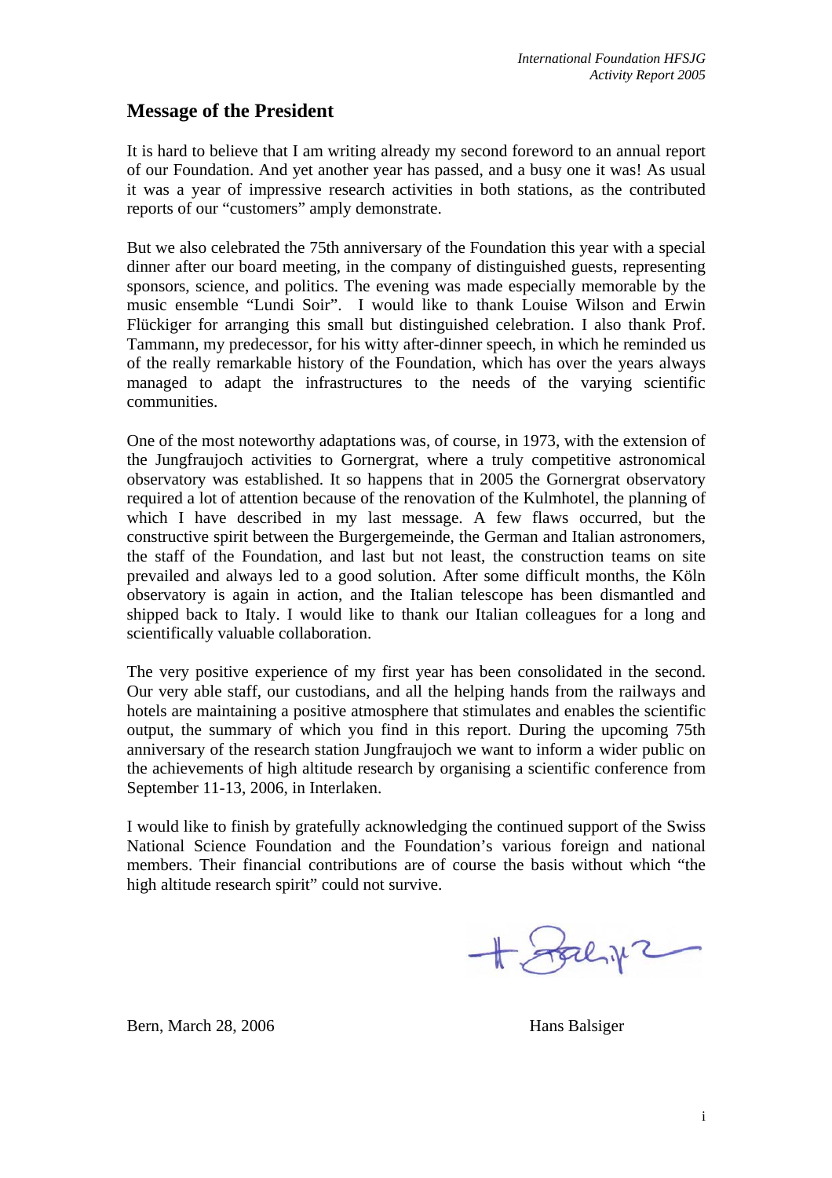## Message of the President

It is hard to believe that I am writing already my second foreword to an annual report of our Foundation. And yet another year has passed, and a busy one it was! As usual it was a year of impressive research activities in both stations, as the contributed reports of our "customers" amply demonstrate.

But we also celebrated the 75th anniversary of the Foundation this year with a special dinner after our board meeting, in the company of distinguished guests, representing sponsors, science, and politics. The evening was made especially memorable by the music ensemble "Lundi Soir". I would like to thank Louise Wilson and Erwin Flückiger for arranging this small but distinguished celebration. I also thank Prof. Tammann, my predecessor, for his witty after-dinner speech, in which he reminded us of the really remarkable history of the Foundation, which has over the years always managed to adapt the infrastructures to the needs of the varying scientific communities.

One of the most noteworthy adaptations was, of course, in 1973, with the extension of the Jungfraujoch activities to Gornergrat, where a truly competitive astronomical observatory was established. It so happens that in 2005 the Gornergrat observatory required a lot of attention because of the renovation of the Kulmhotel, the planning of which I have described in my last message. A few flaws occurred, but the constructive spirit between the Burgergemeinde, the German and Italian astronomers, the staff of the Foundation, and last but not least, the construction teams on site prevailed and always led to a good solution. After some difficult months, the Köln observatory is again in action, and the Italian telescope has been dismantled and shipped back to Italy. I would like to thank our Italian colleagues for a long and scientifically valuable collaboration.

The very positive experience of my first year has been consolidated in the second. Our very able staff, our custodians, and all the helping hands from the railways and hotels are maintaining a positive atmosphere that stimulates and enables the scientific output, the summary of which you find in this report. During the upcoming 75th anniversary of the research station Jungfraujoch we want to inform a wider public on the achievements of high altitude research by organising a scientific conference from September 11-13, 2006, in Interlaken.

I would like to finish by gratefully acknowledging the continued support of the Swiss National Science Foundation and the Foundation's various foreign and national members. Their financial contributions are of course the basis without which "the high altitude research spirit" could not survive.

Bern, March 28, 2006

Hans Balsiger